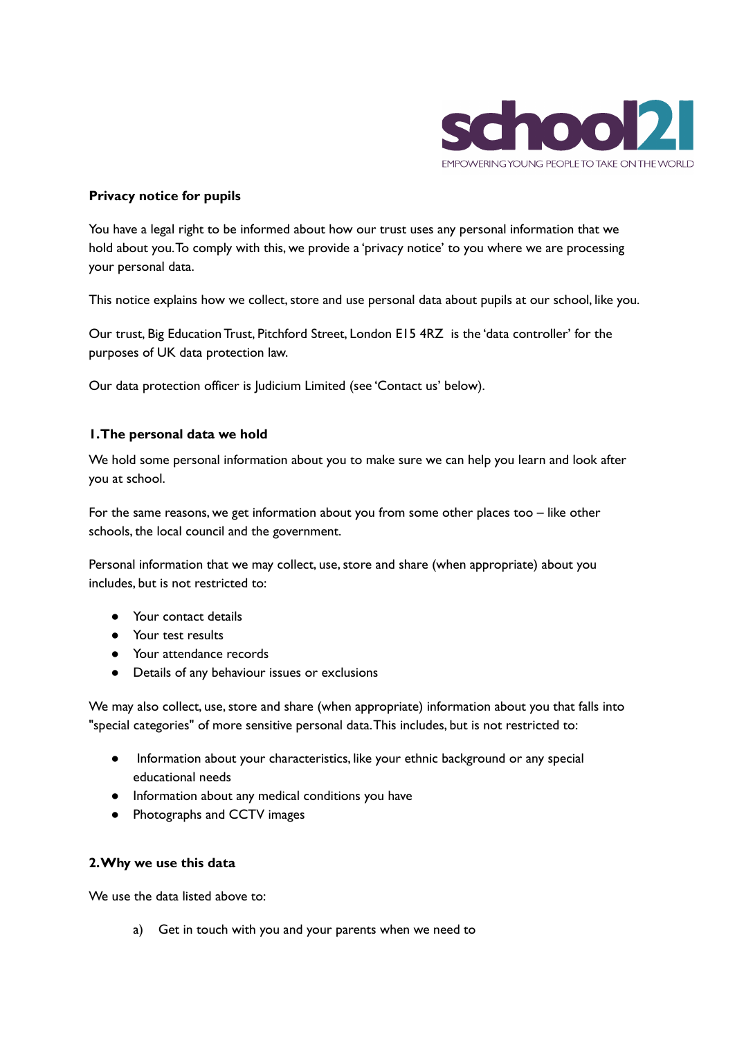school21

EMPOWERING YOUNG PEOPLE TO TAKE ON THE WORLD

**Privacy notice for pupils**

You have a legal right to be informed about how our trust uses any personal information that we hold about you. To comply with this, we provide a 'privacy notice' to you where we are processing your personal data.

This notice explains how we collect, store and use personal data about pupils at our school, like you.

Our trust, Big Education Trust, Pitchford Street, London E15 4RZ is the 'data controller' for the purposes of UK data protection law.

Our data protection officer is Judicium Limited (see 'Contact us' below).

**1. The personal data we hold**

We hold some personal information about you to make sure we can help you learn and look after you at school.

For the same reasons, we get information about you from some other places too – like other schools, the local council and the government.

Personal information that we may collect, use, store and share (when appropriate) about you includes, but is not restricted to:

- Your contact details
- Your test results
- Your attendance records
- Details of any behaviour issues or exclusions

We may also collect, use, store and share (when appropriate) information about you that falls into "special categories" of more sensitive personal data. This includes, but is not restricted to:

- Information about your characteristics, like your ethnic background or any special educational needs
- Information about any medical conditions you have
- Photographs and CCTV images

**2. Why we use this data**

We use the data listed above to:

a) Get in touch with you and your parents when we need to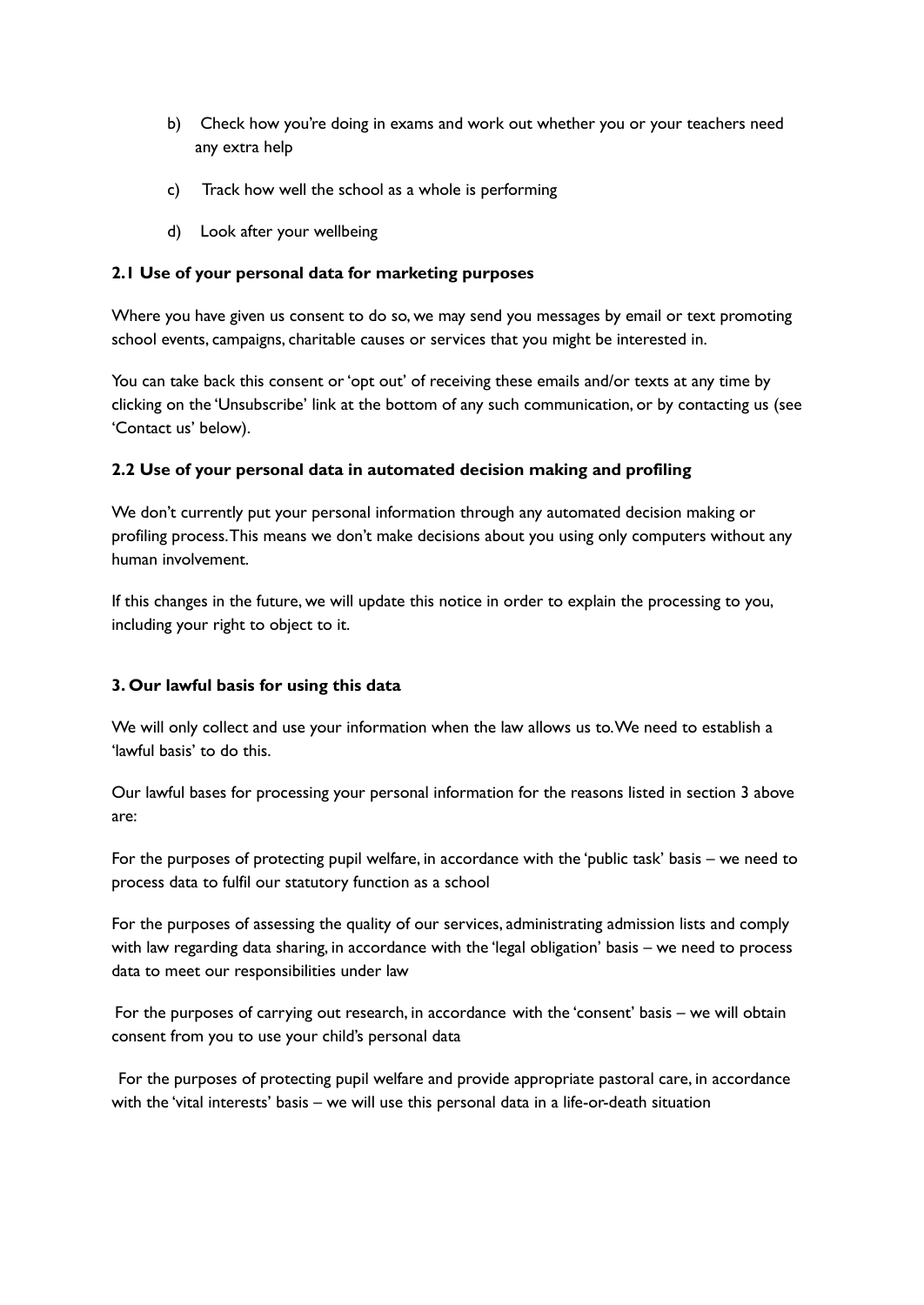b) Check how you're doing in exams and work out whether you or your teachers need any extra help

c) Track how well the school as a whole is performing

d) Look after your wellbeing

**2.1 Use of your personal data for marketing purposes**

Where you have given us consent to do so, we may send you messages by email or text promoting school events, campaigns, charitable causes or services that you might be interested in.

You can take back this consent or 'opt out' of receiving these emails and/or texts at any time by clicking on the 'Unsubscribe' link at the bottom of any such communication, or by contacting us (see 'Contact us' below).

**2.2 Use of your personal data in automated decision making and profiling**

We don't currently put your personal information through any automated decision making or profiling process. This means we don't make decisions about you using only computers without any human involvement.

If this changes in the future, we will update this notice in order to explain the processing to you, including your right to object to it.

**3. Our lawful basis for using this data**

We will only collect and use your information when the law allows us to. We need to establish a 'lawful basis' to do this.

Our lawful bases for processing your personal information for the reasons listed in section 3 above are:

For the purposes of protecting pupil welfare, in accordance with the 'public task' basis – we need to process data to fulfil our statutory function as a school

For the purposes of assessing the quality of our services, administrating admission lists and comply with law regarding data sharing, in accordance with the 'legal obligation' basis – we need to process data to meet our responsibilities under law

For the purposes of carrying out research, in accordance with the 'consent' basis – we will obtain consent from you to use your child's personal data

For the purposes of protecting pupil welfare and provide appropriate pastoral care, in accordance with the 'vital interests' basis – we will use this personal data in a life-or-death situation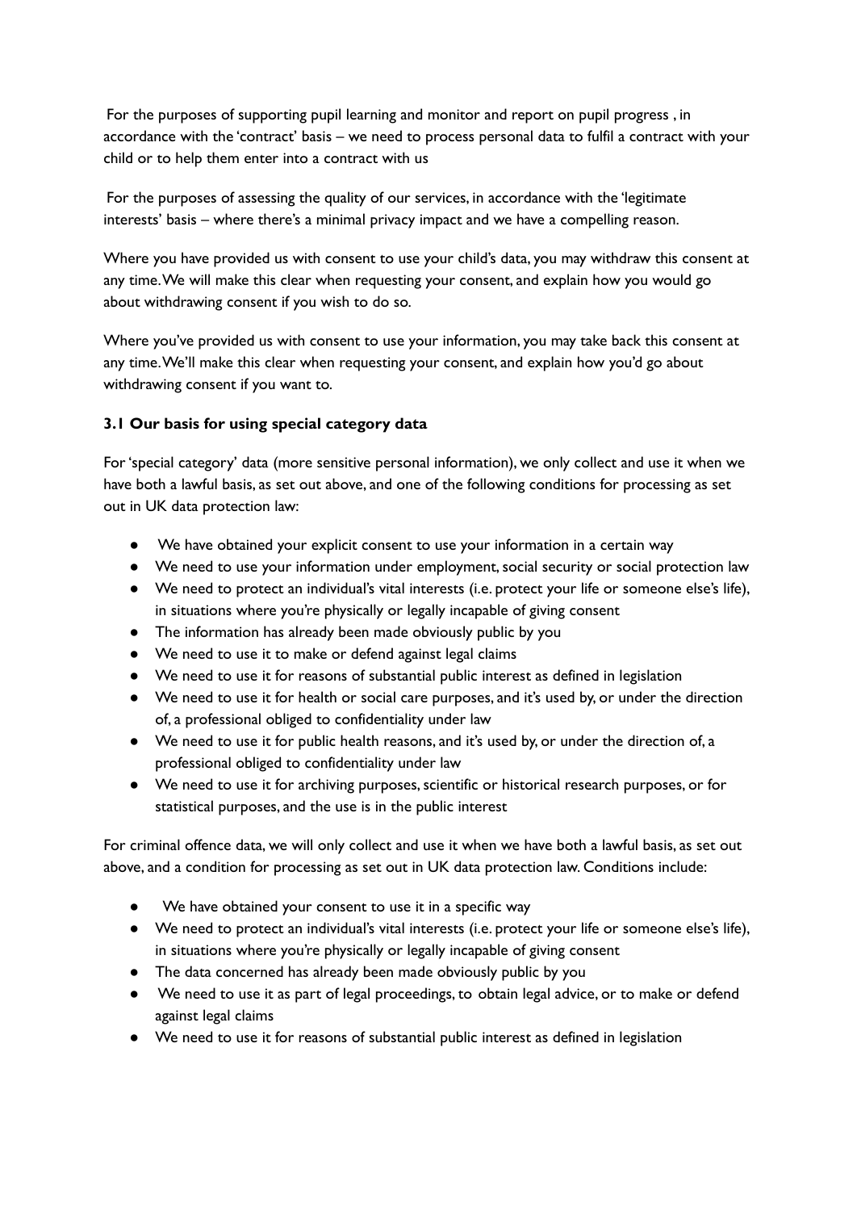For the purposes of supporting pupil learning and monitor and report on pupil progress , in accordance with the 'contract' basis – we need to process personal data to fulfil a contract with your child or to help them enter into a contract with us

For the purposes of assessing the quality of our services, in accordance with the 'legitimate interests' basis – where there's a minimal privacy impact and we have a compelling reason.

Where you have provided us with consent to use your child's data, you may withdraw this consent at any time. We will make this clear when requesting your consent, and explain how you would go about withdrawing consent if you wish to do so.

Where you've provided us with consent to use your information, you may take back this consent at any time. We'll make this clear when requesting your consent, and explain how you'd go about withdrawing consent if you want to.

**3.1 Our basis for using special category data**

For 'special category' data (more sensitive personal information), we only collect and use it when we have both a lawful basis, as set out above, and one of the following conditions for processing as set out in UK data protection law:

- We have obtained your explicit consent to use your information in a certain way
- We need to use your information under employment, social security or social protection law
- We need to protect an individual's vital interests (i.e. protect your life or someone else's life), in situations where you're physically or legally incapable of giving consent
- The information has already been made obviously public by you
- We need to use it to make or defend against legal claims
- We need to use it for reasons of substantial public interest as defined in legislation
- We need to use it for health or social care purposes, and it's used by, or under the direction of, a professional obliged to confidentiality under law
- We need to use it for public health reasons, and it's used by, or under the direction of, a professional obliged to confidentiality under law
- We need to use it for archiving purposes, scientific or historical research purposes, or for statistical purposes, and the use is in the public interest

For criminal offence data, we will only collect and use it when we have both a lawful basis, as set out above, and a condition for processing as set out in UK data protection law. Conditions include:

- We have obtained your consent to use it in a specific way
- We need to protect an individual's vital interests (i.e. protect your life or someone else's life), in situations where you're physically or legally incapable of giving consent
- The data concerned has already been made obviously public by you
- We need to use it as part of legal proceedings, to obtain legal advice, or to make or defend against legal claims
- We need to use it for reasons of substantial public interest as defined in legislation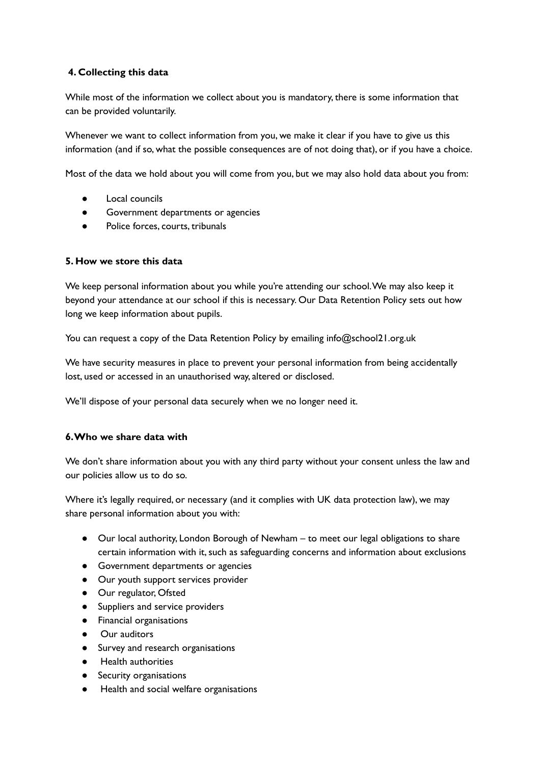## 4. Collecting this data

While most of the information we collect about you is mandatory, there is some information that can be provided voluntarily.

Whenever we want to collect information from you, we make it clear if you have to give us this information (and if so, what the possible consequences are of not doing that), or if you have a choice.

Most of the data we hold about you will come from you, but we may also hold data about you from:

- Local councils
- Government departments or agencies
- Police forces, courts, tribunals

## 5. How we store this data

We keep personal information about you while you're attending our school. We may also keep it beyond your attendance at our school if this is necessary. Our Data Retention Policy sets out how long we keep information about pupils.

You can request a copy of the Data Retention Policy by emailing info@school21.org.uk

We have security measures in place to prevent your personal information from being accidentally lost, used or accessed in an unauthorised way, altered or disclosed.

We'll dispose of your personal data securely when we no longer need it.

## 6. Who we share data with

We don't share information about you with any third party without your consent unless the law and our policies allow us to do so.

Where it's legally required, or necessary (and it complies with UK data protection law), we may share personal information about you with:

- Our local authority, London Borough of Newham – to meet our legal obligations to share certain information with it, such as safeguarding concerns and information about exclusions
- Government departments or agencies
- Our youth support services provider
- Our regulator, Ofsted
- Suppliers and service providers
- Financial organisations
- Our auditors
- Survey and research organisations
- Health authorities
- Security organisations
- Health and social welfare organisations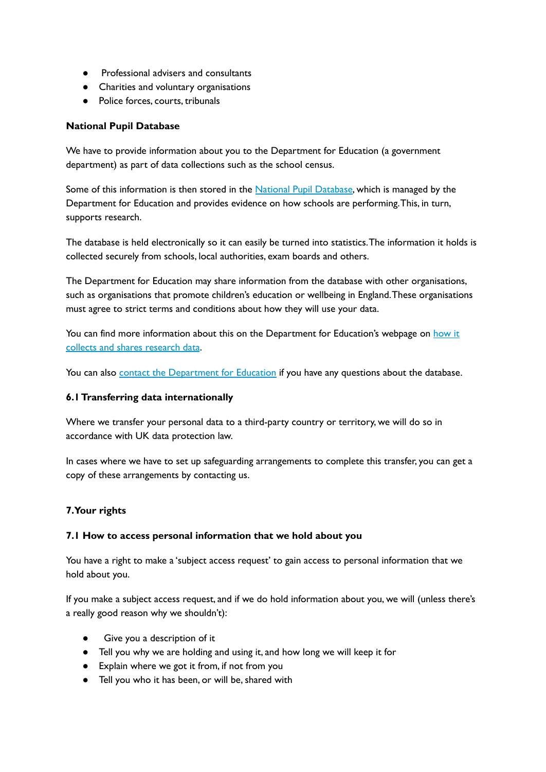- Professional advisers and consultants
- Charities and voluntary organisations
- Police forces, courts, tribunals

**National Pupil Database**

We have to provide information about you to the Department for Education (a government department) as part of data collections such as the school census.

Some of this information is then stored in the National Pupil Database, which is managed by the Department for Education and provides evidence on how schools are performing. This, in turn, supports research.

The database is held electronically so it can easily be turned into statistics. The information it holds is collected securely from schools, local authorities, exam boards and others.

The Department for Education may share information from the database with other organisations, such as organisations that promote children's education or wellbeing in England. These organisations must agree to strict terms and conditions about how they will use your data.

You can find more information about this on the Department for Education's webpage on how it collects and shares research data.

You can also contact the Department for Education if you have any questions about the database.

### 6.1 Transferring data internationally

Where we transfer your personal data to a third-party country or territory, we will do so in accordance with UK data protection law.

In cases where we have to set up safeguarding arrangements to complete this transfer, you can get a copy of these arrangements by contacting us.

## 7. Your rights

### 7.1 How to access personal information that we hold about you

You have a right to make a 'subject access request' to gain access to personal information that we hold about you.

If you make a subject access request, and if we do hold information about you, we will (unless there's a really good reason why we shouldn't):

- Give you a description of it
- Tell you why we are holding and using it, and how long we will keep it for
- Explain where we got it from, if not from you
- Tell you who it has been, or will be, shared with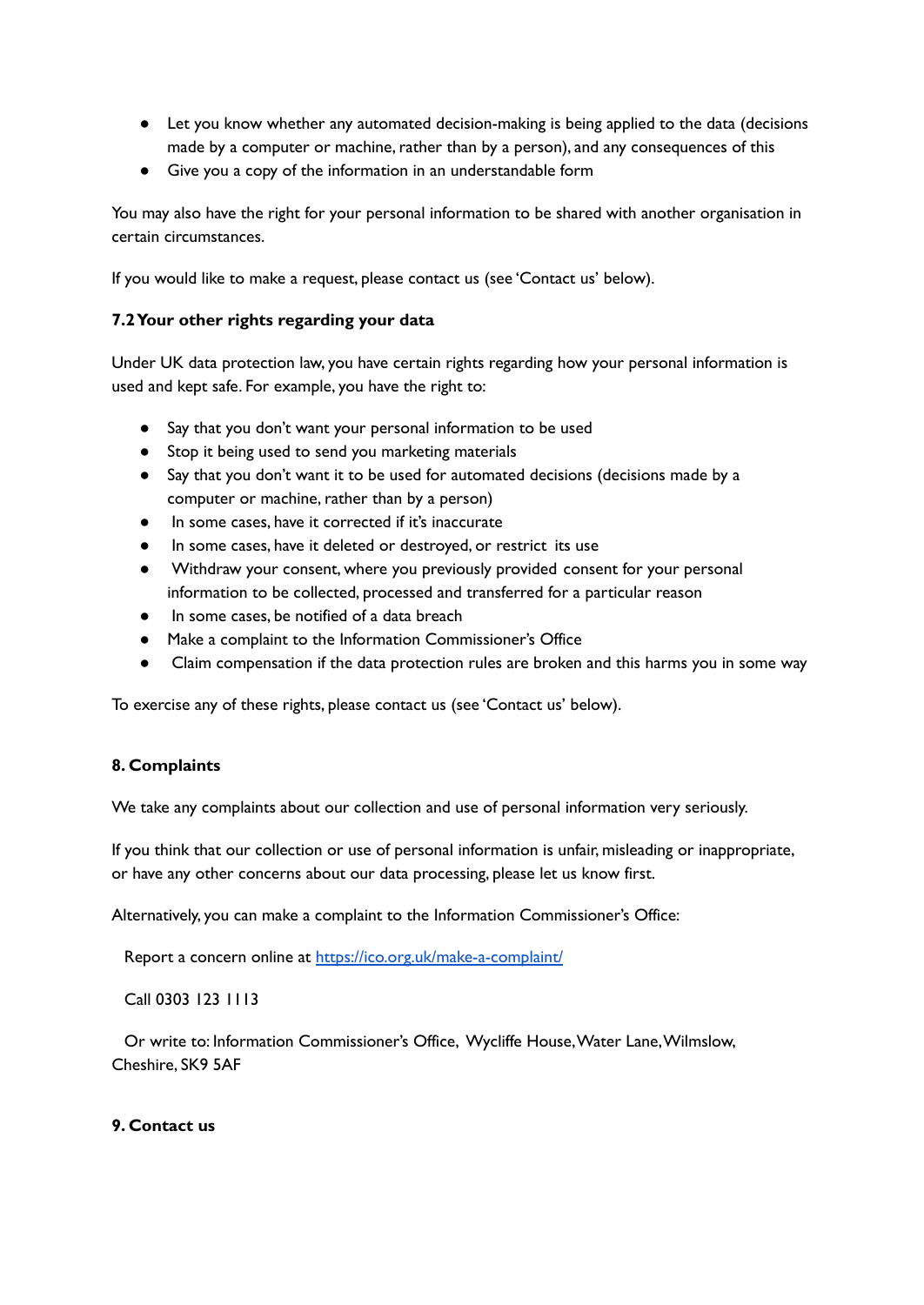- Let you know whether any automated decision-making is being applied to the data (decisions made by a computer or machine, rather than by a person), and any consequences of this
- Give you a copy of the information in an understandable form

You may also have the right for your personal information to be shared with another organisation in certain circumstances.

If you would like to make a request, please contact us (see 'Contact us' below).

### 7.2 Your other rights regarding your data

Under UK data protection law, you have certain rights regarding how your personal information is used and kept safe. For example, you have the right to:

- Say that you don't want your personal information to be used
- Stop it being used to send you marketing materials
- Say that you don't want it to be used for automated decisions (decisions made by a computer or machine, rather than by a person)
- In some cases, have it corrected if it's inaccurate
- In some cases, have it deleted or destroyed, or restrict its use
- Withdraw your consent, where you previously provided consent for your personal information to be collected, processed and transferred for a particular reason
- In some cases, be notified of a data breach
- Make a complaint to the Information Commissioner's Office
- Claim compensation if the data protection rules are broken and this harms you in some way

To exercise any of these rights, please contact us (see 'Contact us' below).

## 8. Complaints

We take any complaints about our collection and use of personal information very seriously.

If you think that our collection or use of personal information is unfair, misleading or inappropriate, or have any other concerns about our data processing, please let us know first.

Alternatively, you can make a complaint to the Information Commissioner's Office:

Report a concern online at [https://ico.org.uk/make-a-complaint/](https://ico.org.uk/make-a-complaint/)

Call 0303 123 1113

Or write to: Information Commissioner's Office, Wycliffe House, Water Lane, Wilmslow, Cheshire, SK9 5AF

## 9. Contact us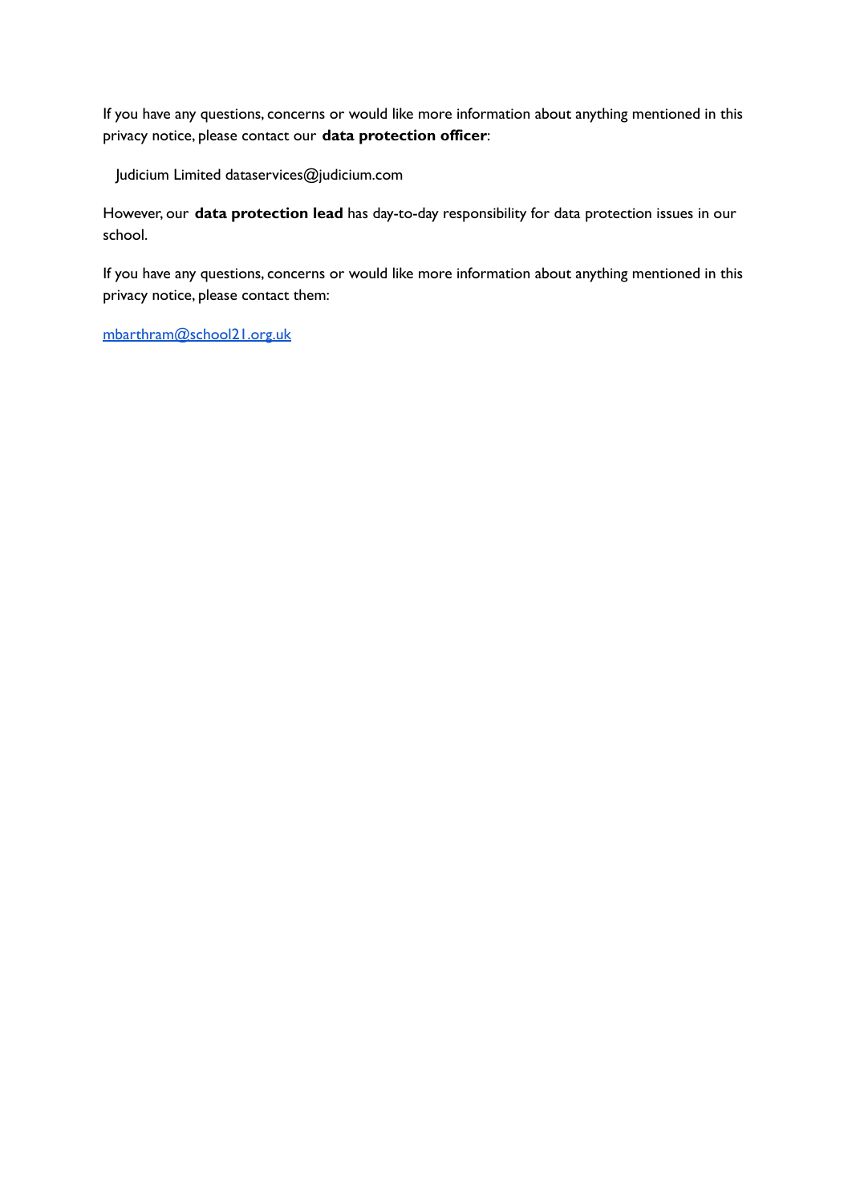If you have any questions, concerns or would like more information about anything mentioned in this privacy notice, please contact our **data protection officer**:

Judicium Limited dataservices@judicium.com

However, our **data protection lead** has day-to-day responsibility for data protection issues in our school.

If you have any questions, concerns or would like more information about anything mentioned in this privacy notice, please contact them:

mbarthram@school21.org.uk